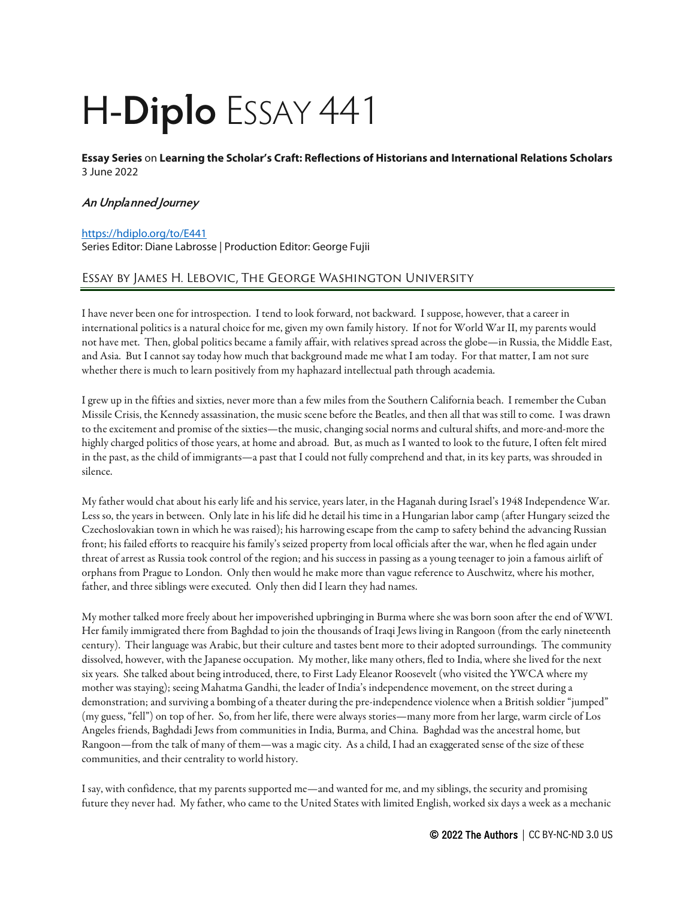# H-Diplo Essay 441

**Essay Series** on **Learning the Scholar's Craft: Reflections of Historians and International Relations Scholars**
3 June 2022

## *An Unplanned Journey*

https://hdiplo.org/to/E441
Series Editor: Diane Labrosse | Production Editor: George Fujii

### Essay by James H. Lebovic, The George Washington University

I have never been one for introspection. I tend to look forward, not backward. I suppose, however, that a career in international politics is a natural choice for me, given my own family history. If not for World War II, my parents would not have met. Then, global politics became a family affair, with relatives spread across the globe—in Russia, the Middle East, and Asia. But I cannot say today how much that background made me what I am today. For that matter, I am not sure whether there is much to learn positively from my haphazard intellectual path through academia.

I grew up in the fifties and sixties, never more than a few miles from the Southern California beach. I remember the Cuban Missile Crisis, the Kennedy assassination, the music scene before the Beatles, and then all that was still to come. I was drawn to the excitement and promise of the sixties—the music, changing social norms and cultural shifts, and more-and-more the highly charged politics of those years, at home and abroad. But, as much as I wanted to look to the future, I often felt mired in the past, as the child of immigrants—a past that I could not fully comprehend and that, in its key parts, was shrouded in silence.

My father would chat about his early life and his service, years later, in the Haganah during Israel's 1948 Independence War. Less so, the years in between. Only late in his life did he detail his time in a Hungarian labor camp (after Hungary seized the Czechoslovakian town in which he was raised); his harrowing escape from the camp to safety behind the advancing Russian front; his failed efforts to reacquire his family's seized property from local officials after the war, when he fled again under threat of arrest as Russia took control of the region; and his success in passing as a young teenager to join a famous airlift of orphans from Prague to London. Only then would he make more than vague reference to Auschwitz, where his mother, father, and three siblings were executed. Only then did I learn they had names.

My mother talked more freely about her impoverished upbringing in Burma where she was born soon after the end of WWI. Her family immigrated there from Baghdad to join the thousands of Iraqi Jews living in Rangoon (from the early nineteenth century). Their language was Arabic, but their culture and tastes bent more to their adopted surroundings. The community dissolved, however, with the Japanese occupation. My mother, like many others, fled to India, where she lived for the next six years. She talked about being introduced, there, to First Lady Eleanor Roosevelt (who visited the YWCA where my mother was staying); seeing Mahatma Gandhi, the leader of India's independence movement, on the street during a demonstration; and surviving a bombing of a theater during the pre-independence violence when a British soldier "jumped" (my guess, "fell") on top of her. So, from her life, there were always stories—many more from her large, warm circle of Los Angeles friends, Baghdadi Jews from communities in India, Burma, and China. Baghdad was the ancestral home, but Rangoon—from the talk of many of them—was a magic city. As a child, I had an exaggerated sense of the size of these communities, and their centrality to world history.

I say, with confidence, that my parents supported me—and wanted for me, and my siblings, the security and promising future they never had. My father, who came to the United States with limited English, worked six days a week as a mechanic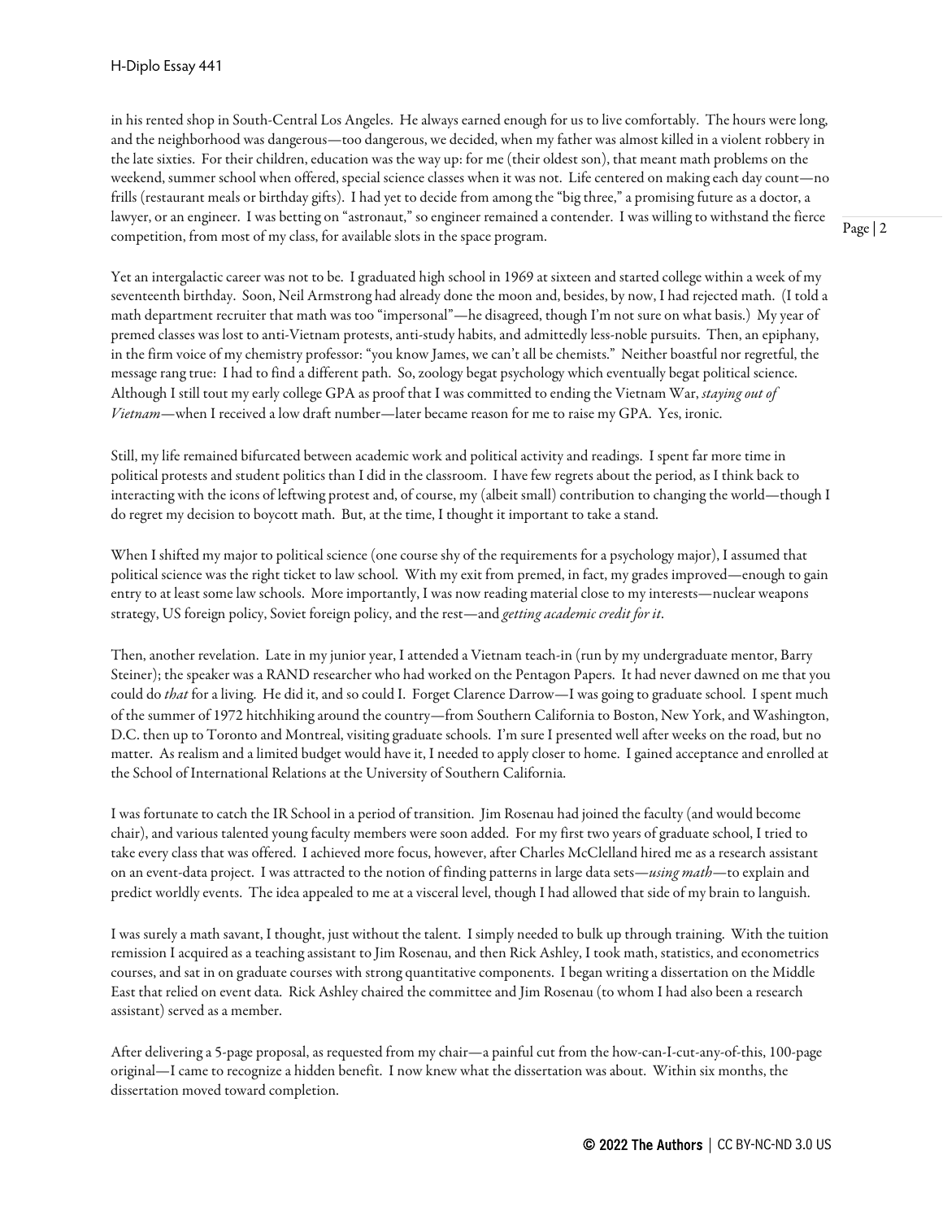in his rented shop in South-Central Los Angeles. He always earned enough for us to live comfortably. The hours were long, and the neighborhood was dangerous—too dangerous, we decided, when my father was almost killed in a violent robbery in the late sixties. For their children, education was the way up: for me (their oldest son), that meant math problems on the weekend, summer school when offered, special science classes when it was not. Life centered on making each day count—no frills (restaurant meals or birthday gifts). I had yet to decide from among the "big three," a promising future as a doctor, a lawyer, or an engineer. I was betting on "astronaut," so engineer remained a contender. I was willing to withstand the fierce competition, from most of my class, for available slots in the space program.

Yet an intergalactic career was not to be. I graduated high school in 1969 at sixteen and started college within a week of my seventeenth birthday. Soon, Neil Armstrong had already done the moon and, besides, by now, I had rejected math. (I told a math department recruiter that math was too "impersonal"—he disagreed, though I'm not sure on what basis.) My year of premed classes was lost to anti-Vietnam protests, anti-study habits, and admittedly less-noble pursuits. Then, an epiphany, in the firm voice of my chemistry professor: "you know James, we can't all be chemists." Neither boastful nor regretful, the message rang true: I had to find a different path. So, zoology begat psychology which eventually begat political science. Although I still tout my early college GPA as proof that I was committed to ending the Vietnam War, *staying out of Vietnam*—when I received a low draft number—later became reason for me to raise my GPA. Yes, ironic.

Still, my life remained bifurcated between academic work and political activity and readings. I spent far more time in political protests and student politics than I did in the classroom. I have few regrets about the period, as I think back to interacting with the icons of leftwing protest and, of course, my (albeit small) contribution to changing the world—though I do regret my decision to boycott math. But, at the time, I thought it important to take a stand.

When I shifted my major to political science (one course shy of the requirements for a psychology major), I assumed that political science was the right ticket to law school. With my exit from premed, in fact, my grades improved—enough to gain entry to at least some law schools. More importantly, I was now reading material close to my interests—nuclear weapons strategy, US foreign policy, Soviet foreign policy, and the rest—and *getting academic credit for it*.

Then, another revelation. Late in my junior year, I attended a Vietnam teach-in (run by my undergraduate mentor, Barry Steiner); the speaker was a RAND researcher who had worked on the Pentagon Papers. It had never dawned on me that you could do *that* for a living. He did it, and so could I. Forget Clarence Darrow—I was going to graduate school. I spent much of the summer of 1972 hitchhiking around the country—from Southern California to Boston, New York, and Washington, D.C. then up to Toronto and Montreal, visiting graduate schools. I'm sure I presented well after weeks on the road, but no matter. As realism and a limited budget would have it, I needed to apply closer to home. I gained acceptance and enrolled at the School of International Relations at the University of Southern California.

I was fortunate to catch the IR School in a period of transition. Jim Rosenau had joined the faculty (and would become chair), and various talented young faculty members were soon added. For my first two years of graduate school, I tried to take every class that was offered. I achieved more focus, however, after Charles McClelland hired me as a research assistant on an event-data project. I was attracted to the notion of finding patterns in large data sets—*using math*—to explain and predict worldly events. The idea appealed to me at a visceral level, though I had allowed that side of my brain to languish.

I was surely a math savant, I thought, just without the talent. I simply needed to bulk up through training. With the tuition remission I acquired as a teaching assistant to Jim Rosenau, and then Rick Ashley, I took math, statistics, and econometrics courses, and sat in on graduate courses with strong quantitative components. I began writing a dissertation on the Middle East that relied on event data. Rick Ashley chaired the committee and Jim Rosenau (to whom I had also been a research assistant) served as a member.

After delivering a 5-page proposal, as requested from my chair—a painful cut from the how-can-I-cut-any-of-this, 100-page original—I came to recognize a hidden benefit. I now knew what the dissertation was about. Within six months, the dissertation moved toward completion.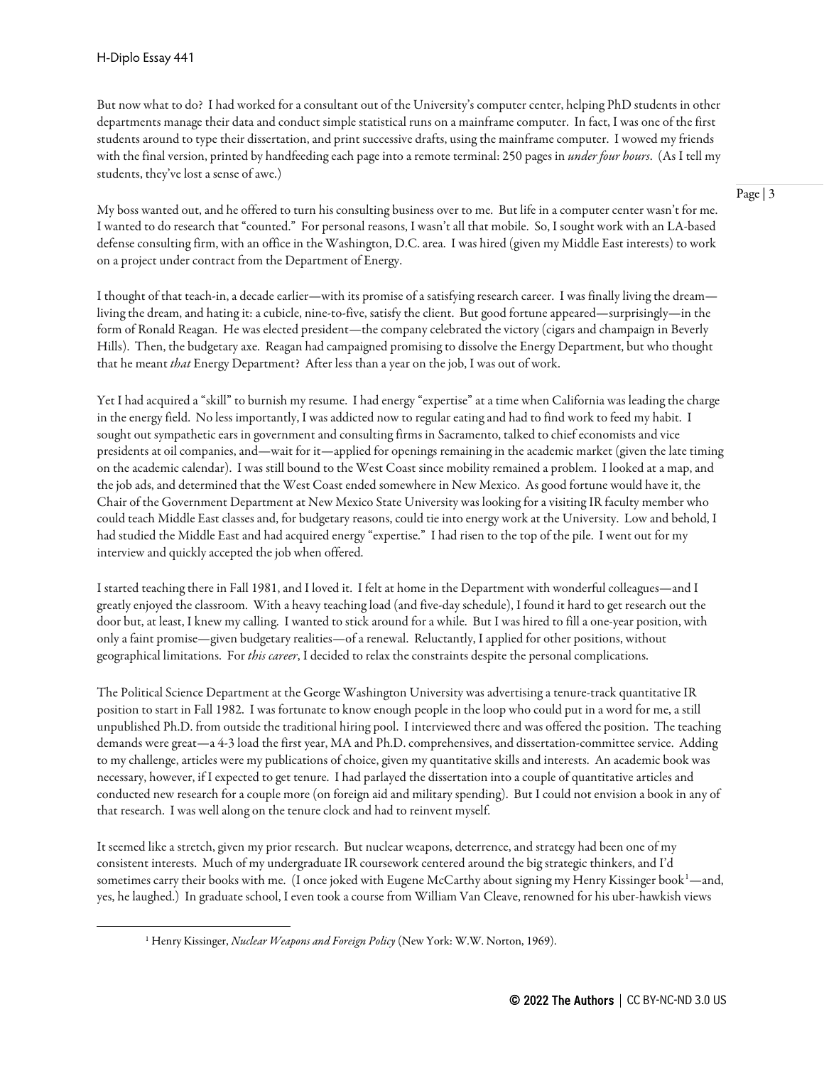But now what to do? I had worked for a consultant out of the University's computer center, helping PhD students in other departments manage their data and conduct simple statistical runs on a mainframe computer. In fact, I was one of the first students around to type their dissertation, and print successive drafts, using the mainframe computer. I wowed my friends with the final version, printed by handfeeding each page into a remote terminal: 250 pages in *under four hours*. (As I tell my students, they've lost a sense of awe.)

My boss wanted out, and he offered to turn his consulting business over to me. But life in a computer center wasn't for me. I wanted to do research that "counted." For personal reasons, I wasn't all that mobile. So, I sought work with an LA-based defense consulting firm, with an office in the Washington, D.C. area. I was hired (given my Middle East interests) to work on a project under contract from the Department of Energy.

I thought of that teach-in, a decade earlier—with its promise of a satisfying research career. I was finally living the dream—living the dream, and hating it: a cubicle, nine-to-five, satisfy the client. But good fortune appeared—surprisingly—in the form of Ronald Reagan. He was elected president—the company celebrated the victory (cigars and champaign in Beverly Hills). Then, the budgetary axe. Reagan had campaigned promising to dissolve the Energy Department, but who thought that he meant *that* Energy Department? After less than a year on the job, I was out of work.

Yet I had acquired a "skill" to burnish my resume. I had energy "expertise" at a time when California was leading the charge in the energy field. No less importantly, I was addicted now to regular eating and had to find work to feed my habit. I sought out sympathetic ears in government and consulting firms in Sacramento, talked to chief economists and vice presidents at oil companies, and—wait for it—applied for openings remaining in the academic market (given the late timing on the academic calendar). I was still bound to the West Coast since mobility remained a problem. I looked at a map, and the job ads, and determined that the West Coast ended somewhere in New Mexico. As good fortune would have it, the Chair of the Government Department at New Mexico State University was looking for a visiting IR faculty member who could teach Middle East classes and, for budgetary reasons, could tie into energy work at the University. Low and behold, I had studied the Middle East and had acquired energy "expertise." I had risen to the top of the pile. I went out for my interview and quickly accepted the job when offered.

I started teaching there in Fall 1981, and I loved it. I felt at home in the Department with wonderful colleagues—and I greatly enjoyed the classroom. With a heavy teaching load (and five-day schedule), I found it hard to get research out the door but, at least, I knew my calling. I wanted to stick around for a while. But I was hired to fill a one-year position, with only a faint promise—given budgetary realities—of a renewal. Reluctantly, I applied for other positions, without geographical limitations. For *this career*, I decided to relax the constraints despite the personal complications.

The Political Science Department at the George Washington University was advertising a tenure-track quantitative IR position to start in Fall 1982. I was fortunate to know enough people in the loop who could put in a word for me, a still unpublished Ph.D. from outside the traditional hiring pool. I interviewed there and was offered the position. The teaching demands were great—a 4-3 load the first year, MA and Ph.D. comprehensives, and dissertation-committee service. Adding to my challenge, articles were my publications of choice, given my quantitative skills and interests. An academic book was necessary, however, if I expected to get tenure. I had parlayed the dissertation into a couple of quantitative articles and conducted new research for a couple more (on foreign aid and military spending). But I could not envision a book in any of that research. I was well along on the tenure clock and had to reinvent myself.

It seemed like a stretch, given my prior research. But nuclear weapons, deterrence, and strategy had been one of my consistent interests. Much of my undergraduate IR coursework centered around the big strategic thinkers, and I'd sometimes carry their books with me. (I once joked with Eugene McCarthy about signing my Henry Kissinger book[1]—and, yes, he laughed.) In graduate school, I even took a course from William Van Cleave, renowned for his uber-hawkish views

---

[1] Henry Kissinger, *Nuclear Weapons and Foreign Policy* (New York: W.W. Norton, 1969).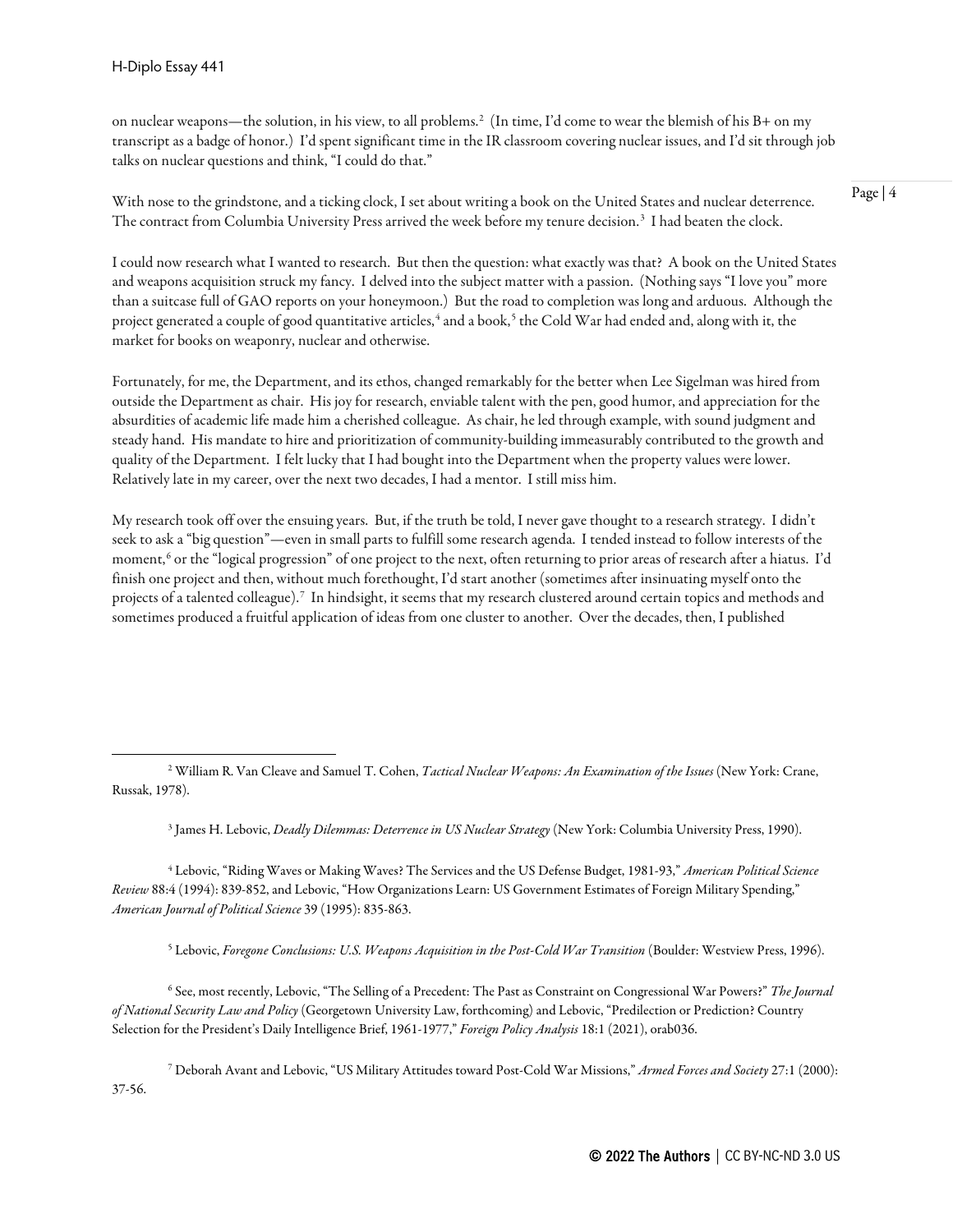on nuclear weapons—the solution, in his view, to all problems.[2] (In time, I'd come to wear the blemish of his B+ on my transcript as a badge of honor.) I'd spent significant time in the IR classroom covering nuclear issues, and I'd sit through job talks on nuclear questions and think, "I could do that."

With nose to the grindstone, and a ticking clock, I set about writing a book on the United States and nuclear deterrence. The contract from Columbia University Press arrived the week before my tenure decision.[3] I had beaten the clock.

I could now research what I wanted to research. But then the question: what exactly was that? A book on the United States and weapons acquisition struck my fancy. I delved into the subject matter with a passion. (Nothing says "I love you" more than a suitcase full of GAO reports on your honeymoon.) But the road to completion was long and arduous. Although the project generated a couple of good quantitative articles,[4] and a book,[5] the Cold War had ended and, along with it, the market for books on weaponry, nuclear and otherwise.

Fortunately, for me, the Department, and its ethos, changed remarkably for the better when Lee Sigelman was hired from outside the Department as chair. His joy for research, enviable talent with the pen, good humor, and appreciation for the absurdities of academic life made him a cherished colleague. As chair, he led through example, with sound judgment and steady hand. His mandate to hire and prioritization of community-building immeasurably contributed to the growth and quality of the Department. I felt lucky that I had bought into the Department when the property values were lower. Relatively late in my career, over the next two decades, I had a mentor. I still miss him.

My research took off over the ensuing years. But, if the truth be told, I never gave thought to a research strategy. I didn't seek to ask a "big question"—even in small parts to fulfill some research agenda. I tended instead to follow interests of the moment,[6] or the "logical progression" of one project to the next, often returning to prior areas of research after a hiatus. I'd finish one project and then, without much forethought, I'd start another (sometimes after insinuating myself onto the projects of a talented colleague).[7] In hindsight, it seems that my research clustered around certain topics and methods and sometimes produced a fruitful application of ideas from one cluster to another. Over the decades, then, I published

---

[2] William R. Van Cleave and Samuel T. Cohen, *Tactical Nuclear Weapons: An Examination of the Issues* (New York: Crane, Russak, 1978).

[3] James H. Lebovic, *Deadly Dilemmas: Deterrence in US Nuclear Strategy* (New York: Columbia University Press, 1990).

[4] Lebovic, "Riding Waves or Making Waves? The Services and the US Defense Budget, 1981-93," *American Political Science Review* 88:4 (1994): 839-852, and Lebovic, "How Organizations Learn: US Government Estimates of Foreign Military Spending," *American Journal of Political Science* 39 (1995): 835-863.

[5] Lebovic, *Foregone Conclusions: U.S. Weapons Acquisition in the Post-Cold War Transition* (Boulder: Westview Press, 1996).

[6] See, most recently, Lebovic, "The Selling of a Precedent: The Past as Constraint on Congressional War Powers?" *The Journal of National Security Law and Policy* (Georgetown University Law, forthcoming) and Lebovic, "Predilection or Prediction? Country Selection for the President's Daily Intelligence Brief, 1961-1977," *Foreign Policy Analysis* 18:1 (2021), orab036.

[7] Deborah Avant and Lebovic, "US Military Attitudes toward Post-Cold War Missions," *Armed Forces and Society* 27:1 (2000): 37-56.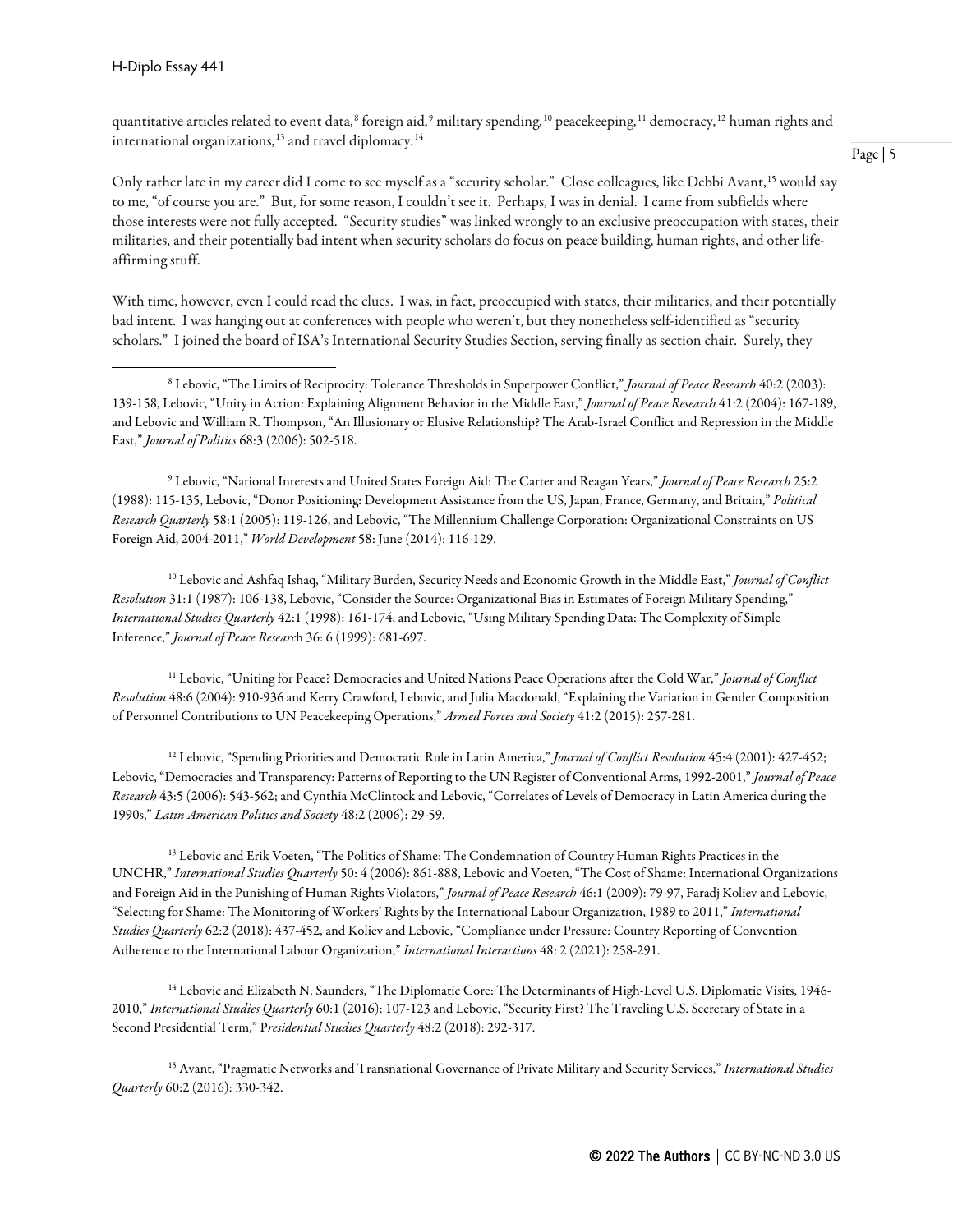quantitative articles related to event data,[8] foreign aid,[9] military spending,[10] peacekeeping,[11] democracy,[12] human rights and international organizations,[13] and travel diplomacy.[14]

Only rather late in my career did I come to see myself as a "security scholar." Close colleagues, like Debbi Avant,[15] would say to me, "of course you are." But, for some reason, I couldn't see it. Perhaps, I was in denial. I came from subfields where those interests were not fully accepted. "Security studies" was linked wrongly to an exclusive preoccupation with states, their militaries, and their potentially bad intent when security scholars do focus on peace building, human rights, and other life-affirming stuff.

With time, however, even I could read the clues. I was, in fact, preoccupied with states, their militaries, and their potentially bad intent. I was hanging out at conferences with people who weren't, but they nonetheless self-identified as "security scholars." I joined the board of ISA's International Security Studies Section, serving finally as section chair. Surely, they

---

[8] Lebovic, "The Limits of Reciprocity: Tolerance Thresholds in Superpower Conflict," *Journal of Peace Research* 40:2 (2003): 139-158, Lebovic, "Unity in Action: Explaining Alignment Behavior in the Middle East," *Journal of Peace Research* 41:2 (2004): 167-189, and Lebovic and William R. Thompson, "An Illusionary or Elusive Relationship? The Arab-Israel Conflict and Repression in the Middle East," *Journal of Politics* 68:3 (2006): 502-518.

[9] Lebovic, "National Interests and United States Foreign Aid: The Carter and Reagan Years," *Journal of Peace Research* 25:2 (1988): 115-135, Lebovic, "Donor Positioning: Development Assistance from the US, Japan, France, Germany, and Britain," *Political Research Quarterly* 58:1 (2005): 119-126, and Lebovic, "The Millennium Challenge Corporation: Organizational Constraints on US Foreign Aid, 2004-2011," *World Development* 58: June (2014): 116-129.

[10] Lebovic and Ashfaq Ishaq, "Military Burden, Security Needs and Economic Growth in the Middle East," *Journal of Conflict Resolution* 31:1 (1987): 106-138, Lebovic, "Consider the Source: Organizational Bias in Estimates of Foreign Military Spending," *International Studies Quarterly* 42:1 (1998): 161-174, and Lebovic, "Using Military Spending Data: The Complexity of Simple Inference," *Journal of Peace Research* 36: 6 (1999): 681-697.

[11] Lebovic, "Uniting for Peace? Democracies and United Nations Peace Operations after the Cold War," *Journal of Conflict Resolution* 48:6 (2004): 910-936 and Kerry Crawford, Lebovic, and Julia Macdonald, "Explaining the Variation in Gender Composition of Personnel Contributions to UN Peacekeeping Operations," *Armed Forces and Society* 41:2 (2015): 257-281.

[12] Lebovic, "Spending Priorities and Democratic Rule in Latin America," *Journal of Conflict Resolution* 45:4 (2001): 427-452; Lebovic, "Democracies and Transparency: Patterns of Reporting to the UN Register of Conventional Arms, 1992-2001," *Journal of Peace Research* 43:5 (2006): 543-562; and Cynthia McClintock and Lebovic, "Correlates of Levels of Democracy in Latin America during the 1990s," *Latin American Politics and Society* 48:2 (2006): 29-59.

[13] Lebovic and Erik Voeten, "The Politics of Shame: The Condemnation of Country Human Rights Practices in the UNCHR," *International Studies Quarterly* 50: 4 (2006): 861-888, Lebovic and Voeten, "The Cost of Shame: International Organizations and Foreign Aid in the Punishing of Human Rights Violators," *Journal of Peace Research* 46:1 (2009): 79-97, Faradj Koliev and Lebovic, "Selecting for Shame: The Monitoring of Workers' Rights by the International Labour Organization, 1989 to 2011," *International Studies Quarterly* 62:2 (2018): 437-452, and Koliev and Lebovic, "Compliance under Pressure: Country Reporting of Convention Adherence to the International Labour Organization," *International Interactions* 48: 2 (2021): 258-291.

[14] Lebovic and Elizabeth N. Saunders, "The Diplomatic Core: The Determinants of High-Level U.S. Diplomatic Visits, 1946-2010," *International Studies Quarterly* 60:1 (2016): 107-123 and Lebovic, "Security First? The Traveling U.S. Secretary of State in a Second Presidential Term," *Presidential Studies Quarterly* 48:2 (2018): 292-317.

[15] Avant, "Pragmatic Networks and Transnational Governance of Private Military and Security Services," *International Studies Quarterly* 60:2 (2016): 330-342.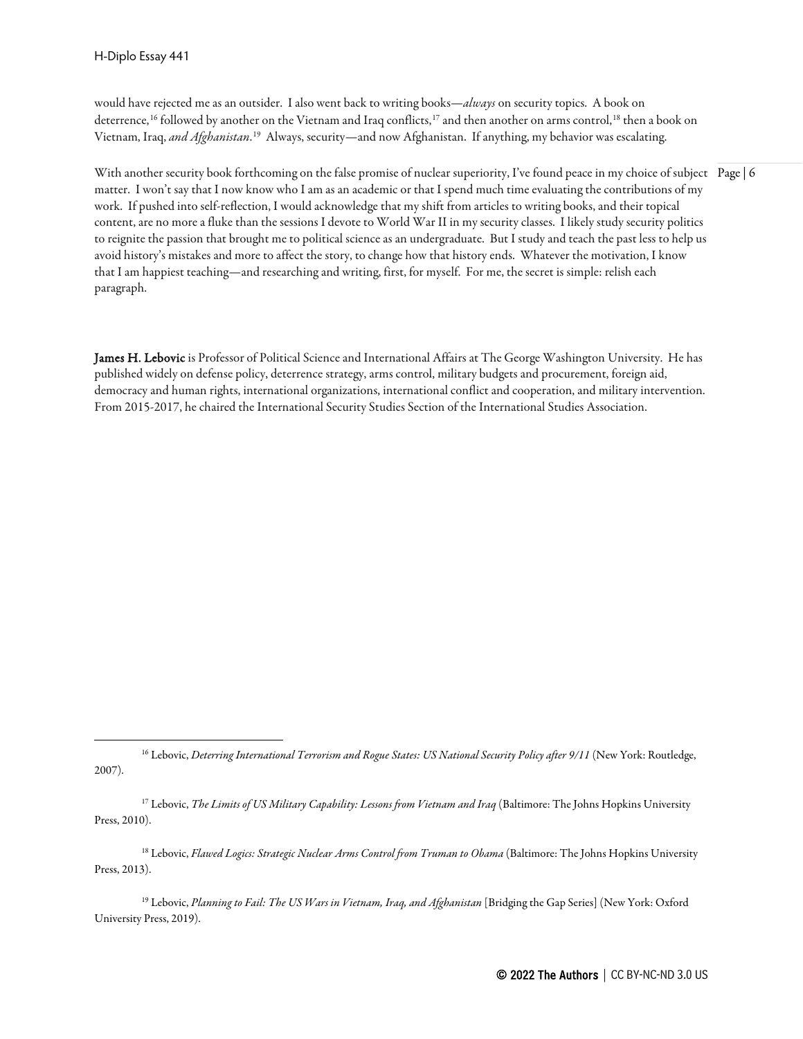would have rejected me as an outsider. I also went back to writing books—*always* on security topics. A book on deterrence,[16] followed by another on the Vietnam and Iraq conflicts,[17] and then another on arms control,[18] then a book on Vietnam, Iraq, *and Afghanistan*.[19] Always, security—and now Afghanistan. If anything, my behavior was escalating.

With another security book forthcoming on the false promise of nuclear superiority, I've found peace in my choice of subject matter. I won't say that I now know who I am as an academic or that I spend much time evaluating the contributions of my work. If pushed into self-reflection, I would acknowledge that my shift from articles to writing books, and their topical content, are no more a fluke than the sessions I devote to World War II in my security classes. I likely study security politics to reignite the passion that brought me to political science as an undergraduate. But I study and teach the past less to help us avoid history's mistakes and more to affect the story, to change how that history ends. Whatever the motivation, I know that I am happiest teaching—and researching and writing, first, for myself. For me, the secret is simple: relish each paragraph.

**James H. Lebovic** is Professor of Political Science and International Affairs at The George Washington University. He has published widely on defense policy, deterrence strategy, arms control, military budgets and procurement, foreign aid, democracy and human rights, international organizations, international conflict and cooperation, and military intervention. From 2015-2017, he chaired the International Security Studies Section of the International Studies Association.

---

[16] Lebovic, *Deterring International Terrorism and Rogue States: US National Security Policy after 9/11* (New York: Routledge, 2007).

[17] Lebovic, *The Limits of US Military Capability: Lessons from Vietnam and Iraq* (Baltimore: The Johns Hopkins University Press, 2010).

[18] Lebovic, *Flawed Logics: Strategic Nuclear Arms Control from Truman to Obama* (Baltimore: The Johns Hopkins University Press, 2013).

[19] Lebovic, *Planning to Fail: The US Wars in Vietnam, Iraq, and Afghanistan* [Bridging the Gap Series] (New York: Oxford University Press, 2019).